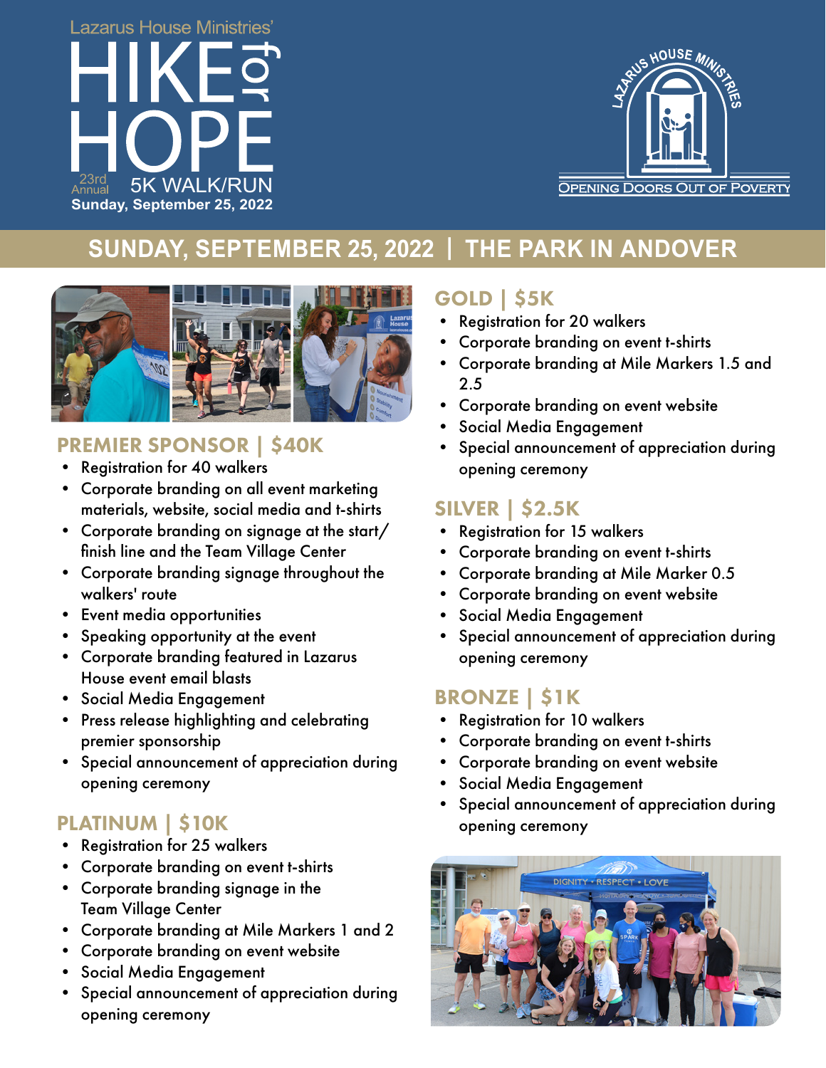Lazarus House Ministries'

# HIKE for HOPE

23rd Annual 5K WALK/RUN

Sunday, September 25, 2022

LAZARUS HOUSE MINISTRIES

OPENING DOORS OUT OF POVERTY

## SUNDAY, SEPTEMBER 25, 2022 | THE PARK IN ANDOVER

### PREMIER SPONSOR | $40K

- Registration for 40 walkers
- Corporate branding on all event marketing materials, website, social media and t-shirts
- Corporate branding on signage at the start/finish line and the Team Village Center
- Corporate branding signage throughout the walkers' route
- Event media opportunities
- Speaking opportunity at the event
- Corporate branding featured in Lazarus House event email blasts
- Social Media Engagement
- Press release highlighting and celebrating premier sponsorship
- Special announcement of appreciation during opening ceremony

### PLATINUM | $10K

- Registration for 25 walkers
- Corporate branding on event t-shirts
- Corporate branding signage in the Team Village Center
- Corporate branding at Mile Markers 1 and 2
- Corporate branding on event website
- Social Media Engagement
- Special announcement of appreciation during opening ceremony

### GOLD | $5K

- Registration for 20 walkers
- Corporate branding on event t-shirts
- Corporate branding at Mile Markers 1.5 and 2.5
- Corporate branding on event website
- Social Media Engagement
- Special announcement of appreciation during opening ceremony

### SILVER | $2.5K

- Registration for 15 walkers
- Corporate branding on event t-shirts
- Corporate branding at Mile Marker 0.5
- Corporate branding on event website
- Social Media Engagement
- Special announcement of appreciation during opening ceremony

### BRONZE | $1K

- Registration for 10 walkers
- Corporate branding on event t-shirts
- Corporate branding on event website
- Social Media Engagement
- Special announcement of appreciation during opening ceremony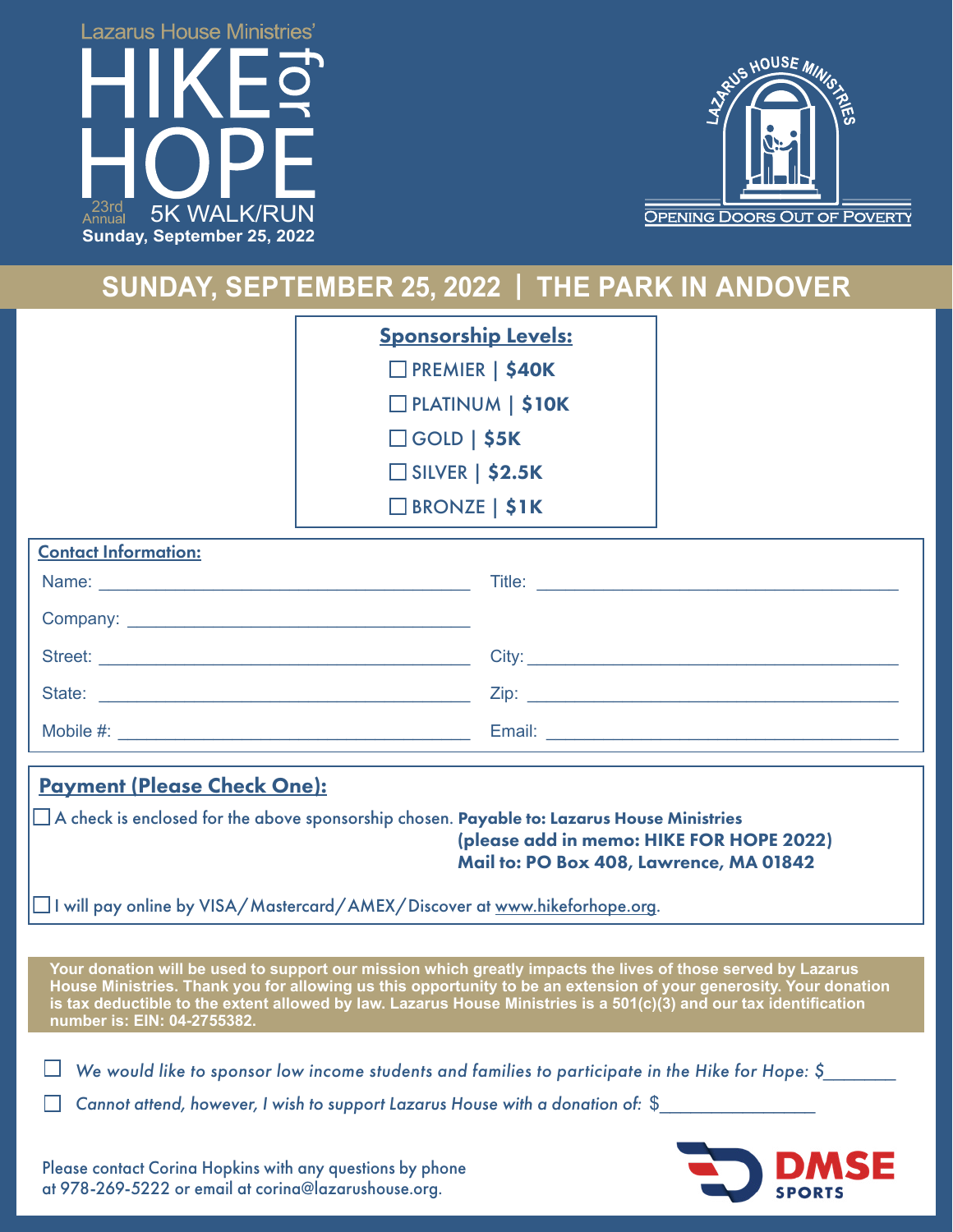Lazarus House Ministries'

# HIKE for HOPE

23rd Annual 5K WALK/RUN

Sunday, September 25, 2022

LAZARUS HOUSE MINISTRIES

OPENING DOORS OUT OF POVERTY

## SUNDAY, SEPTEMBER 25, 2022 | THE PARK IN ANDOVER

**Sponsorship Levels:**

- ☐ PREMIER | **$40K**
- ☐ PLATINUM | **$10K**
- ☐ GOLD | **$5K**
- ☐ SILVER | **$2.5K**
- ☐ BRONZE | **$1K**

**Contact Information:**

Name: ______________________ Title: ______________________

Company: ______________________

Street: ______________________ City: ______________________

State: ______________________ Zip: ______________________

Mobile #: ______________________ Email: ______________________

**Payment (Please Check One):**

☐ A check is enclosed for the above sponsorship chosen. **Payable to: Lazarus House Ministries**
**(please add in memo: HIKE FOR HOPE 2022)**
**Mail to: PO Box 408, Lawrence, MA 01842**

☐ I will pay online by VISA/Mastercard/AMEX/Discover at www.hikeforhope.org.

**Your donation will be used to support our mission which greatly impacts the lives of those served by Lazarus House Ministries. Thank you for allowing us this opportunity to be an extension of your generosity. Your donation is tax deductible to the extent allowed by law. Lazarus House Ministries is a 501(c)(3) and our tax identification number is: EIN: 04-2755382.**

☐ *We would like to sponsor low income students and families to participate in the Hike for Hope: $________*

☐ *Cannot attend, however, I wish to support Lazarus House with a donation of: $________________*

Please contact Corina Hopkins with any questions by phone at 978-269-5222 or email at corina@lazarushouse.org.

DMSE SPORTS